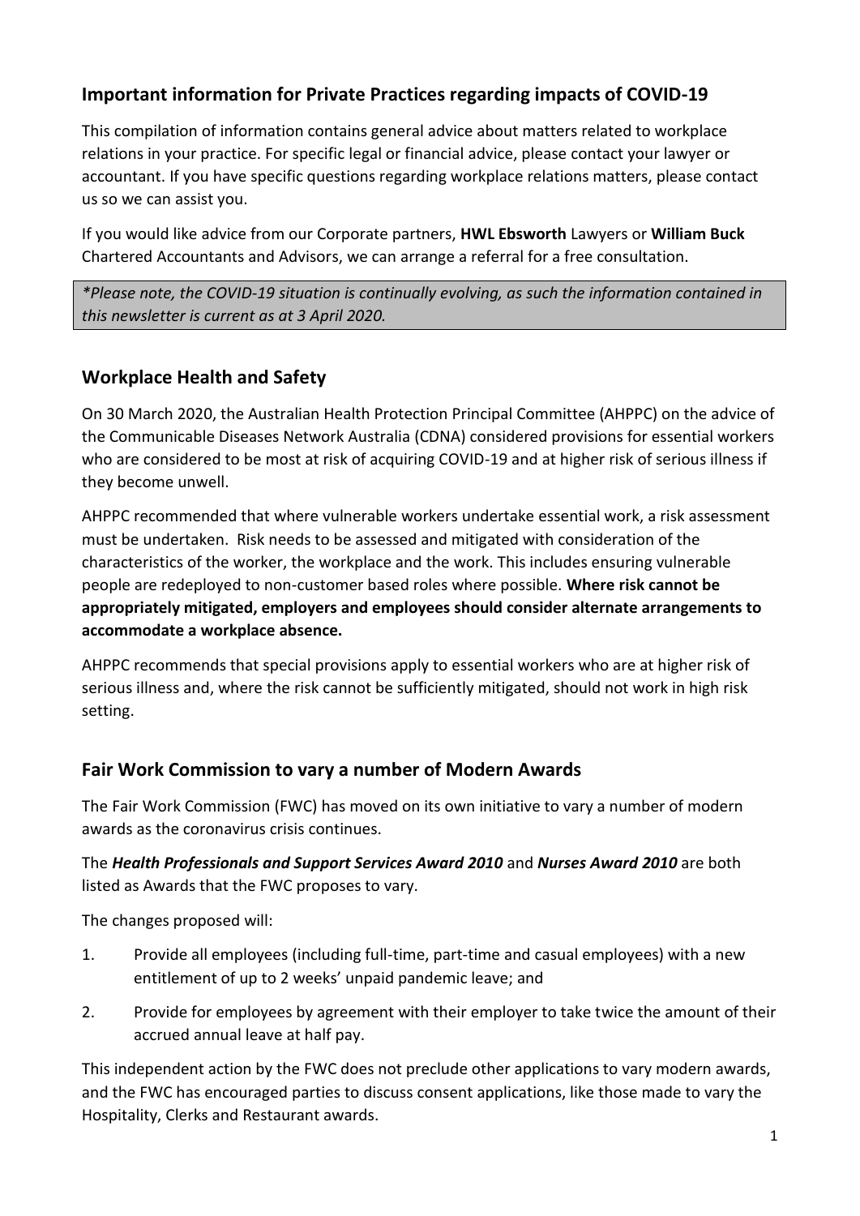## Important information for Private Practices regarding impacts of COVID-19

This compilation of information contains general advice about matters related to workplace relations in your practice. For specific legal or financial advice, please contact your lawyer or accountant. If you have specific questions regarding workplace relations matters, please contact us so we can assist you.

If you would like advice from our Corporate partners, **HWL Ebsworth** Lawyers or **William Buck** Chartered Accountants and Advisors, we can arrange a referral for a free consultation.

*\*Please note, the COVID-19 situation is continually evolving, as such the information contained in this newsletter is current as at 3 April 2020.*

## Workplace Health and Safety

On 30 March 2020, the Australian Health Protection Principal Committee (AHPPC) on the advice of the Communicable Diseases Network Australia (CDNA) considered provisions for essential workers who are considered to be most at risk of acquiring COVID-19 and at higher risk of serious illness if they become unwell.

AHPPC recommended that where vulnerable workers undertake essential work, a risk assessment must be undertaken. Risk needs to be assessed and mitigated with consideration of the characteristics of the worker, the workplace and the work. This includes ensuring vulnerable people are redeployed to non-customer based roles where possible. **Where risk cannot be appropriately mitigated, employers and employees should consider alternate arrangements to accommodate a workplace absence.**

AHPPC recommends that special provisions apply to essential workers who are at higher risk of serious illness and, where the risk cannot be sufficiently mitigated, should not work in high risk setting.

## Fair Work Commission to vary a number of Modern Awards

The Fair Work Commission (FWC) has moved on its own initiative to vary a number of modern awards as the coronavirus crisis continues.

The ***Health Professionals and Support Services Award 2010*** and ***Nurses Award 2010*** are both listed as Awards that the FWC proposes to vary.

The changes proposed will:

1. Provide all employees (including full-time, part-time and casual employees) with a new entitlement of up to 2 weeks' unpaid pandemic leave; and
2. Provide for employees by agreement with their employer to take twice the amount of their accrued annual leave at half pay.

This independent action by the FWC does not preclude other applications to vary modern awards, and the FWC has encouraged parties to discuss consent applications, like those made to vary the Hospitality, Clerks and Restaurant awards.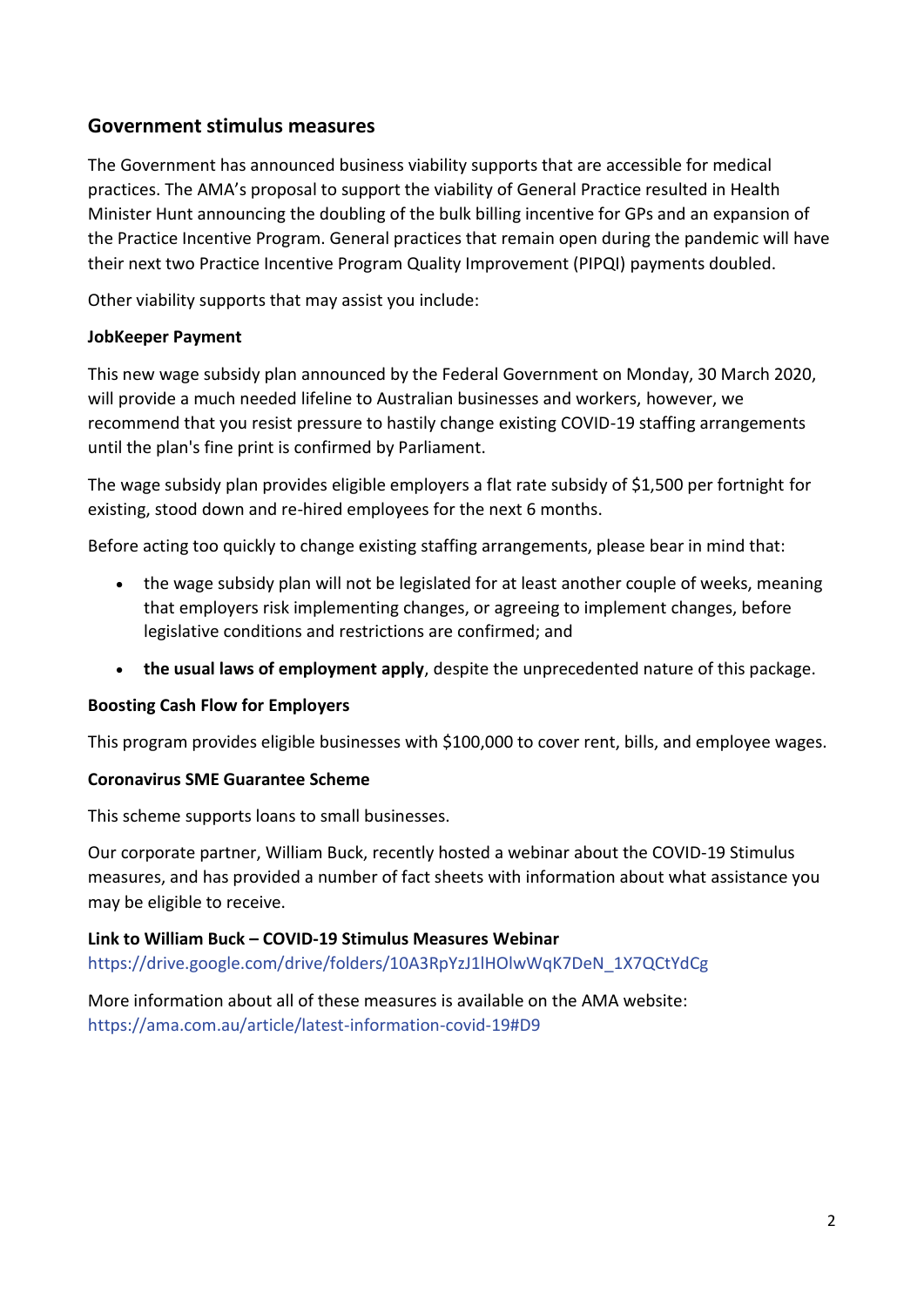## Government stimulus measures

The Government has announced business viability supports that are accessible for medical practices. The AMA's proposal to support the viability of General Practice resulted in Health Minister Hunt announcing the doubling of the bulk billing incentive for GPs and an expansion of the Practice Incentive Program. General practices that remain open during the pandemic will have their next two Practice Incentive Program Quality Improvement (PIPQI) payments doubled.

Other viability supports that may assist you include:

**JobKeeper Payment**

This new wage subsidy plan announced by the Federal Government on Monday, 30 March 2020, will provide a much needed lifeline to Australian businesses and workers, however, we recommend that you resist pressure to hastily change existing COVID-19 staffing arrangements until the plan's fine print is confirmed by Parliament.

The wage subsidy plan provides eligible employers a flat rate subsidy of $1,500 per fortnight for existing, stood down and re-hired employees for the next 6 months.

Before acting too quickly to change existing staffing arrangements, please bear in mind that:

- the wage subsidy plan will not be legislated for at least another couple of weeks, meaning that employers risk implementing changes, or agreeing to implement changes, before legislative conditions and restrictions are confirmed; and
- **the usual laws of employment apply**, despite the unprecedented nature of this package.

**Boosting Cash Flow for Employers**

This program provides eligible businesses with $100,000 to cover rent, bills, and employee wages.

**Coronavirus SME Guarantee Scheme**

This scheme supports loans to small businesses.

Our corporate partner, William Buck, recently hosted a webinar about the COVID-19 Stimulus measures, and has provided a number of fact sheets with information about what assistance you may be eligible to receive.

**Link to William Buck – COVID-19 Stimulus Measures Webinar**
https://drive.google.com/drive/folders/10A3RpYzJ1lHOlwWqK7DeN_1X7QCtYdCg

More information about all of these measures is available on the AMA website:
https://ama.com.au/article/latest-information-covid-19#D9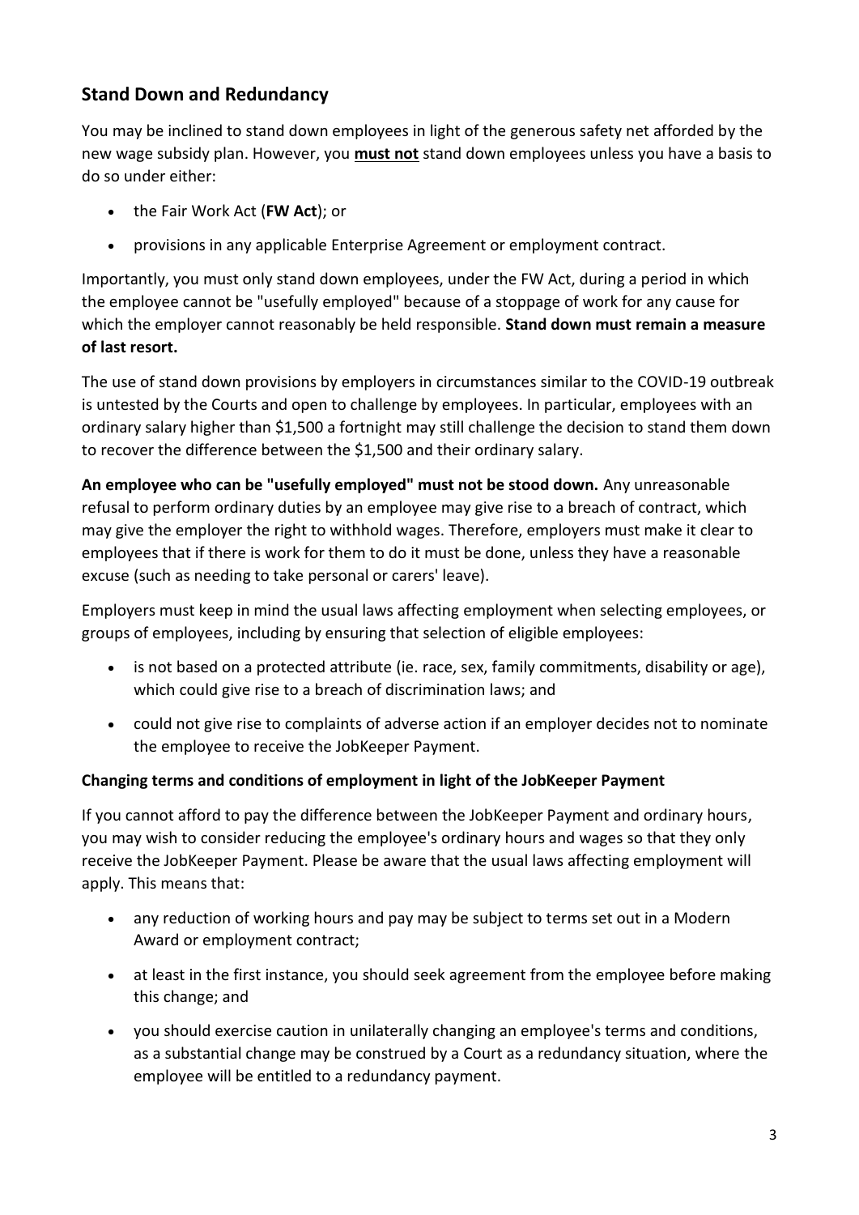## Stand Down and Redundancy

You may be inclined to stand down employees in light of the generous safety net afforded by the new wage subsidy plan. However, you **must not** stand down employees unless you have a basis to do so under either:

- the Fair Work Act (**FW Act**); or
- provisions in any applicable Enterprise Agreement or employment contract.

Importantly, you must only stand down employees, under the FW Act, during a period in which the employee cannot be "usefully employed" because of a stoppage of work for any cause for which the employer cannot reasonably be held responsible. **Stand down must remain a measure of last resort.**

The use of stand down provisions by employers in circumstances similar to the COVID-19 outbreak is untested by the Courts and open to challenge by employees. In particular, employees with an ordinary salary higher than $1,500 a fortnight may still challenge the decision to stand them down to recover the difference between the $1,500 and their ordinary salary.

**An employee who can be "usefully employed" must not be stood down.** Any unreasonable refusal to perform ordinary duties by an employee may give rise to a breach of contract, which may give the employer the right to withhold wages. Therefore, employers must make it clear to employees that if there is work for them to do it must be done, unless they have a reasonable excuse (such as needing to take personal or carers' leave).

Employers must keep in mind the usual laws affecting employment when selecting employees, or groups of employees, including by ensuring that selection of eligible employees:

- is not based on a protected attribute (ie. race, sex, family commitments, disability or age), which could give rise to a breach of discrimination laws; and
- could not give rise to complaints of adverse action if an employer decides not to nominate the employee to receive the JobKeeper Payment.

### Changing terms and conditions of employment in light of the JobKeeper Payment

If you cannot afford to pay the difference between the JobKeeper Payment and ordinary hours, you may wish to consider reducing the employee's ordinary hours and wages so that they only receive the JobKeeper Payment. Please be aware that the usual laws affecting employment will apply. This means that:

- any reduction of working hours and pay may be subject to terms set out in a Modern Award or employment contract;
- at least in the first instance, you should seek agreement from the employee before making this change; and
- you should exercise caution in unilaterally changing an employee's terms and conditions, as a substantial change may be construed by a Court as a redundancy situation, where the employee will be entitled to a redundancy payment.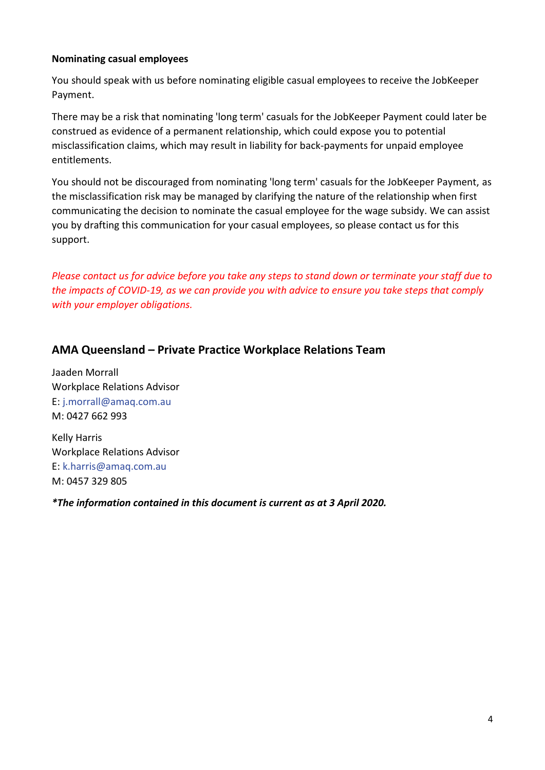**Nominating casual employees**

You should speak with us before nominating eligible casual employees to receive the JobKeeper Payment.

There may be a risk that nominating 'long term' casuals for the JobKeeper Payment could later be construed as evidence of a permanent relationship, which could expose you to potential misclassification claims, which may result in liability for back-payments for unpaid employee entitlements.

You should not be discouraged from nominating 'long term' casuals for the JobKeeper Payment, as the misclassification risk may be managed by clarifying the nature of the relationship when first communicating the decision to nominate the casual employee for the wage subsidy. We can assist you by drafting this communication for your casual employees, so please contact us for this support.

*Please contact us for advice before you take any steps to stand down or terminate your staff due to the impacts of COVID-19, as we can provide you with advice to ensure you take steps that comply with your employer obligations.*

## AMA Queensland – Private Practice Workplace Relations Team

Jaaden Morrall
Workplace Relations Advisor
E: j.morrall@amaq.com.au
M: 0427 662 993

Kelly Harris
Workplace Relations Advisor
E: k.harris@amaq.com.au
M: 0457 329 805

***The information contained in this document is current as at 3 April 2020.***